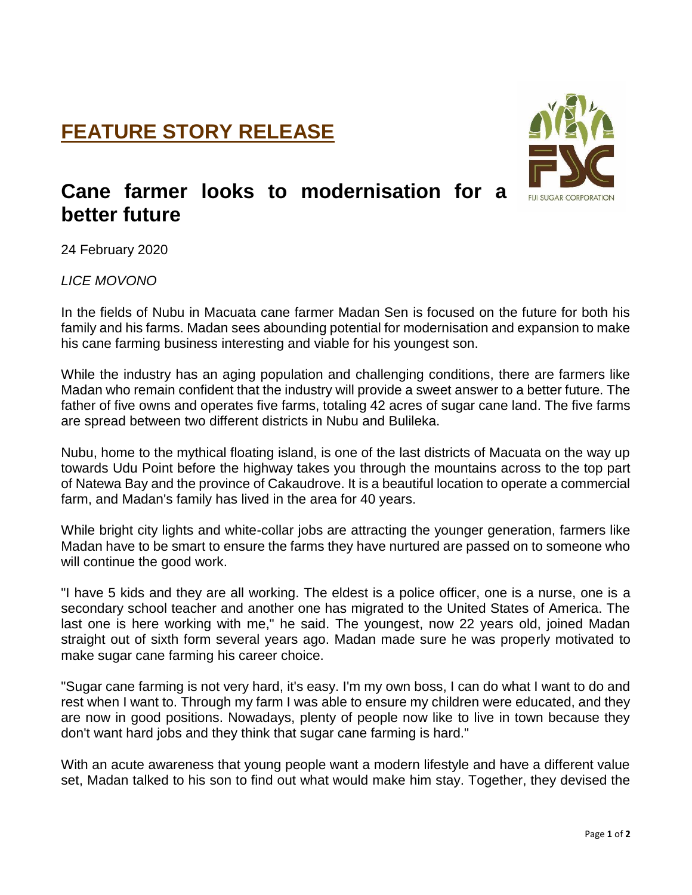# FEATURE STORY RELEASE

## Cane farmer looks to modernisation for a better future

24 February 2020

*LICE MOVONO*

In the fields of Nubu in Macuata cane farmer Madan Sen is focused on the future for both his family and his farms. Madan sees abounding potential for modernisation and expansion to make his cane farming business interesting and viable for his youngest son.

While the industry has an aging population and challenging conditions, there are farmers like Madan who remain confident that the industry will provide a sweet answer to a better future. The father of five owns and operates five farms, totaling 42 acres of sugar cane land. The five farms are spread between two different districts in Nubu and Bulileka.

Nubu, home to the mythical floating island, is one of the last districts of Macuata on the way up towards Udu Point before the highway takes you through the mountains across to the top part of Natewa Bay and the province of Cakaudrove. It is a beautiful location to operate a commercial farm, and Madan's family has lived in the area for 40 years.

While bright city lights and white-collar jobs are attracting the younger generation, farmers like Madan have to be smart to ensure the farms they have nurtured are passed on to someone who will continue the good work.

"I have 5 kids and they are all working. The eldest is a police officer, one is a nurse, one is a secondary school teacher and another one has migrated to the United States of America. The last one is here working with me," he said. The youngest, now 22 years old, joined Madan straight out of sixth form several years ago. Madan made sure he was properly motivated to make sugar cane farming his career choice.

"Sugar cane farming is not very hard, it's easy. I'm my own boss, I can do what I want to do and rest when I want to. Through my farm I was able to ensure my children were educated, and they are now in good positions. Nowadays, plenty of people now like to live in town because they don't want hard jobs and they think that sugar cane farming is hard."

With an acute awareness that young people want a modern lifestyle and have a different value set, Madan talked to his son to find out what would make him stay. Together, they devised the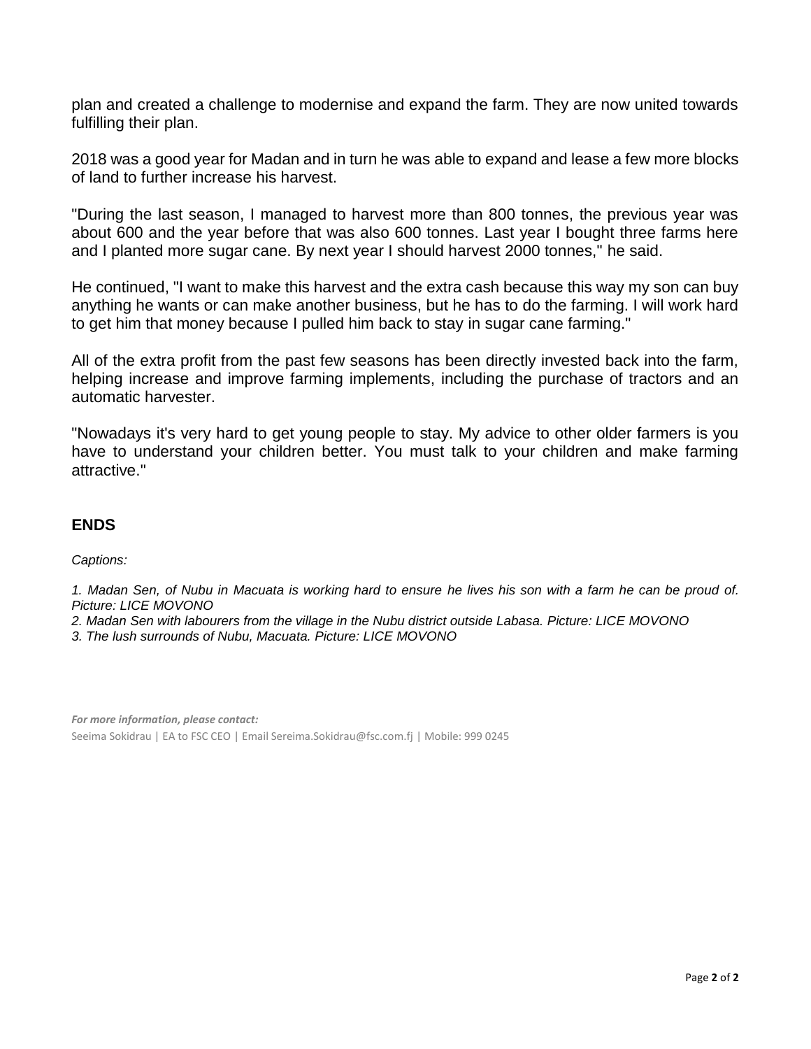plan and created a challenge to modernise and expand the farm. They are now united towards fulfilling their plan.

2018 was a good year for Madan and in turn he was able to expand and lease a few more blocks of land to further increase his harvest.

"During the last season, I managed to harvest more than 800 tonnes, the previous year was about 600 and the year before that was also 600 tonnes. Last year I bought three farms here and I planted more sugar cane. By next year I should harvest 2000 tonnes," he said.

He continued, "I want to make this harvest and the extra cash because this way my son can buy anything he wants or can make another business, but he has to do the farming. I will work hard to get him that money because I pulled him back to stay in sugar cane farming."

All of the extra profit from the past few seasons has been directly invested back into the farm, helping increase and improve farming implements, including the purchase of tractors and an automatic harvester.

"Nowadays it's very hard to get young people to stay. My advice to other older farmers is you have to understand your children better. You must talk to your children and make farming attractive."

## ENDS

*Captions:*

*1. Madan Sen, of Nubu in Macuata is working hard to ensure he lives his son with a farm he can be proud of. Picture: LICE MOVONO*
*2. Madan Sen with labourers from the village in the Nubu district outside Labasa. Picture: LICE MOVONO*
*3. The lush surrounds of Nubu, Macuata. Picture: LICE MOVONO*

***For more information, please contact:***
Seeima Sokidrau | EA to FSC CEO | Email Sereima.Sokidrau@fsc.com.fj | Mobile: 999 0245